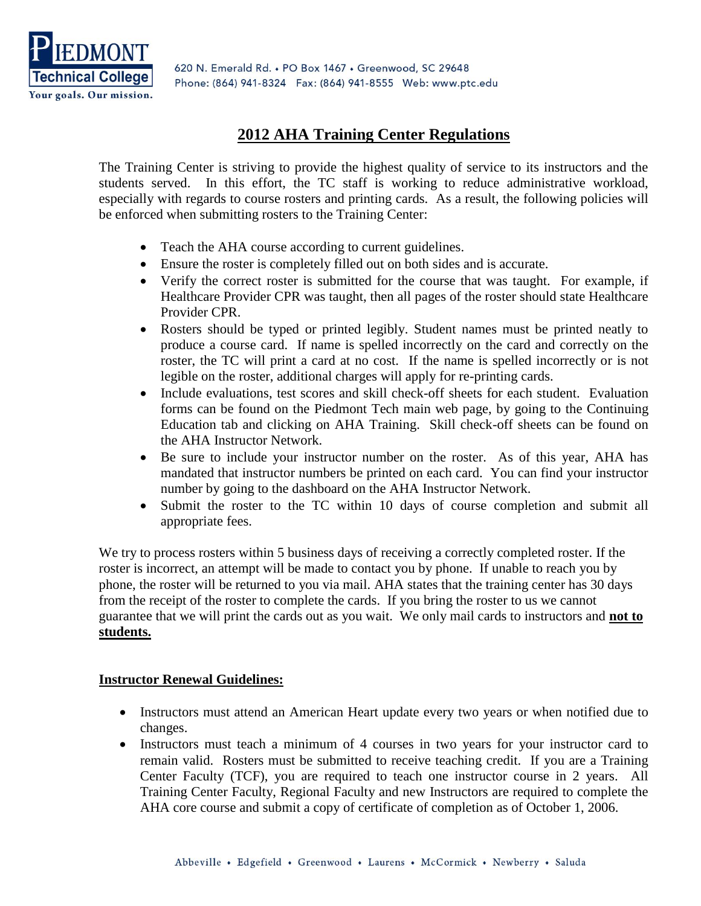620 N. Emerald Rd. • PO Box 1467 • Greenwood, SC 29648
Phone: (864) 941-8324 Fax: (864) 941-8555 Web: www.ptc.edu

# 2012 AHA Training Center Regulations

The Training Center is striving to provide the highest quality of service to its instructors and the students served. In this effort, the TC staff is working to reduce administrative workload, especially with regards to course rosters and printing cards. As a result, the following policies will be enforced when submitting rosters to the Training Center:

- Teach the AHA course according to current guidelines.
- Ensure the roster is completely filled out on both sides and is accurate.
- Verify the correct roster is submitted for the course that was taught. For example, if Healthcare Provider CPR was taught, then all pages of the roster should state Healthcare Provider CPR.
- Rosters should be typed or printed legibly. Student names must be printed neatly to produce a course card. If name is spelled incorrectly on the card and correctly on the roster, the TC will print a card at no cost. If the name is spelled incorrectly or is not legible on the roster, additional charges will apply for re-printing cards.
- Include evaluations, test scores and skill check-off sheets for each student. Evaluation forms can be found on the Piedmont Tech main web page, by going to the Continuing Education tab and clicking on AHA Training. Skill check-off sheets can be found on the AHA Instructor Network.
- Be sure to include your instructor number on the roster. As of this year, AHA has mandated that instructor numbers be printed on each card. You can find your instructor number by going to the dashboard on the AHA Instructor Network.
- Submit the roster to the TC within 10 days of course completion and submit all appropriate fees.

We try to process rosters within 5 business days of receiving a correctly completed roster. If the roster is incorrect, an attempt will be made to contact you by phone. If unable to reach you by phone, the roster will be returned to you via mail. AHA states that the training center has 30 days from the receipt of the roster to complete the cards. If you bring the roster to us we cannot guarantee that we will print the cards out as you wait. We only mail cards to instructors and **not to students.**

**Instructor Renewal Guidelines:**

- Instructors must attend an American Heart update every two years or when notified due to changes.
- Instructors must teach a minimum of 4 courses in two years for your instructor card to remain valid. Rosters must be submitted to receive teaching credit. If you are a Training Center Faculty (TCF), you are required to teach one instructor course in 2 years. All Training Center Faculty, Regional Faculty and new Instructors are required to complete the AHA core course and submit a copy of certificate of completion as of October 1, 2006.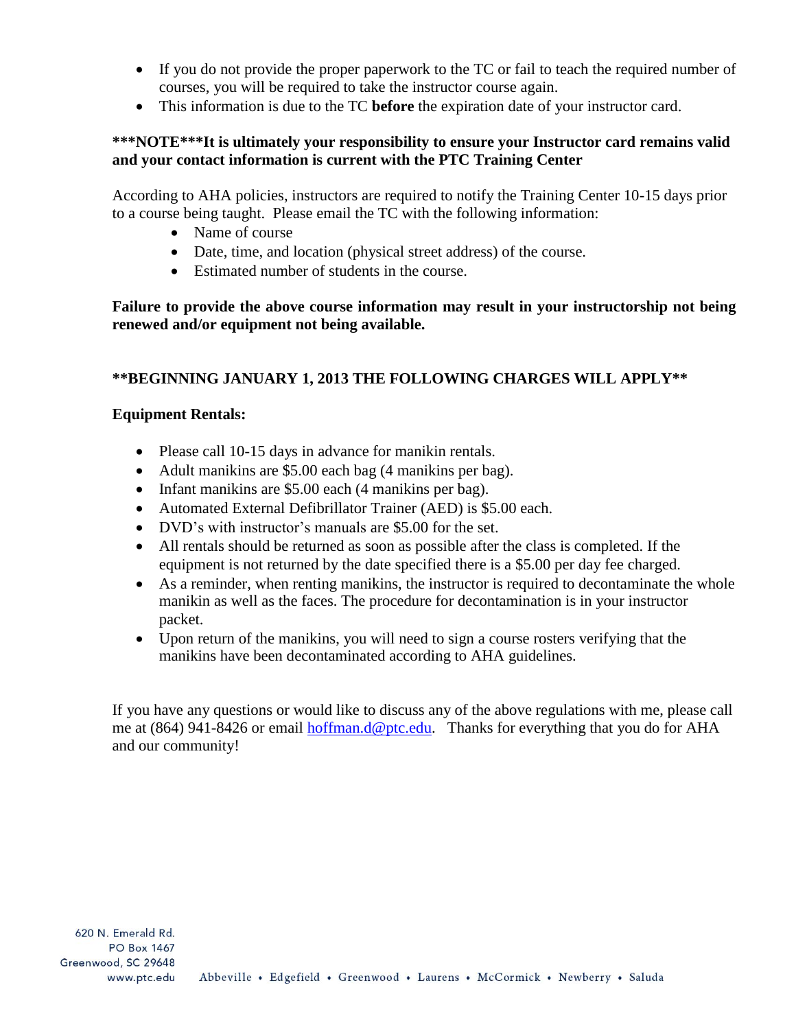- If you do not provide the proper paperwork to the TC or fail to teach the required number of courses, you will be required to take the instructor course again.
- This information is due to the TC **before** the expiration date of your instructor card.

**\*\*\*NOTE\*\*\*It is ultimately your responsibility to ensure your Instructor card remains valid and your contact information is current with the PTC Training Center**

According to AHA policies, instructors are required to notify the Training Center 10-15 days prior to a course being taught. Please email the TC with the following information:

- Name of course
- Date, time, and location (physical street address) of the course.
- Estimated number of students in the course.

**Failure to provide the above course information may result in your instructorship not being renewed and/or equipment not being available.**

**\*\*BEGINNING JANUARY 1, 2013 THE FOLLOWING CHARGES WILL APPLY\*\***

**Equipment Rentals:**

- Please call 10-15 days in advance for manikin rentals.
- Adult manikins are $5.00 each bag (4 manikins per bag).
- Infant manikins are $5.00 each (4 manikins per bag).
- Automated External Defibrillator Trainer (AED) is $5.00 each.
- DVD's with instructor's manuals are $5.00 for the set.
- All rentals should be returned as soon as possible after the class is completed. If the equipment is not returned by the date specified there is a $5.00 per day fee charged.
- As a reminder, when renting manikins, the instructor is required to decontaminate the whole manikin as well as the faces. The procedure for decontamination is in your instructor packet.
- Upon return of the manikins, you will need to sign a course rosters verifying that the manikins have been decontaminated according to AHA guidelines.

If you have any questions or would like to discuss any of the above regulations with me, please call me at (864) 941-8426 or email hoffman.d@ptc.edu. Thanks for everything that you do for AHA and our community!

620 N. Emerald Rd.
PO Box 1467
Greenwood, SC 29648
www.ptc.edu

Abbeville • Edgefield • Greenwood • Laurens • McCormick • Newberry • Saluda